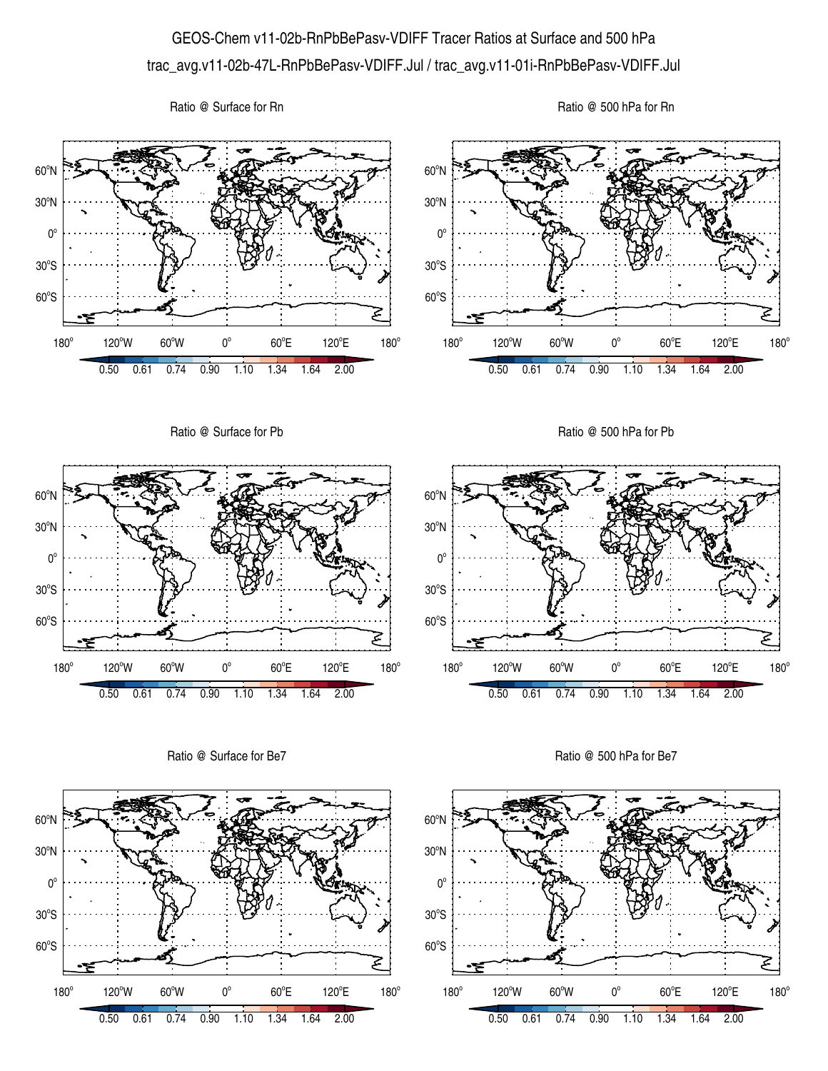# GEOS-Chem v11-02b-RnPbBePasv-VDIFF Tracer Ratios at Surface and 500 hPa

trac_avg.v11-02b-47L-RnPbBePasv-VDIFF.Jul / trac_avg.v11-01i-RnPbBePasv-VDIFF.Jul

Ratio @ Surface for Rn

Ratio @ 500 hPa for Rn

Ratio @ Surface for Pb

Ratio @ 500 hPa for Pb

Ratio @ Surface for Be7

Ratio @ 500 hPa for Be7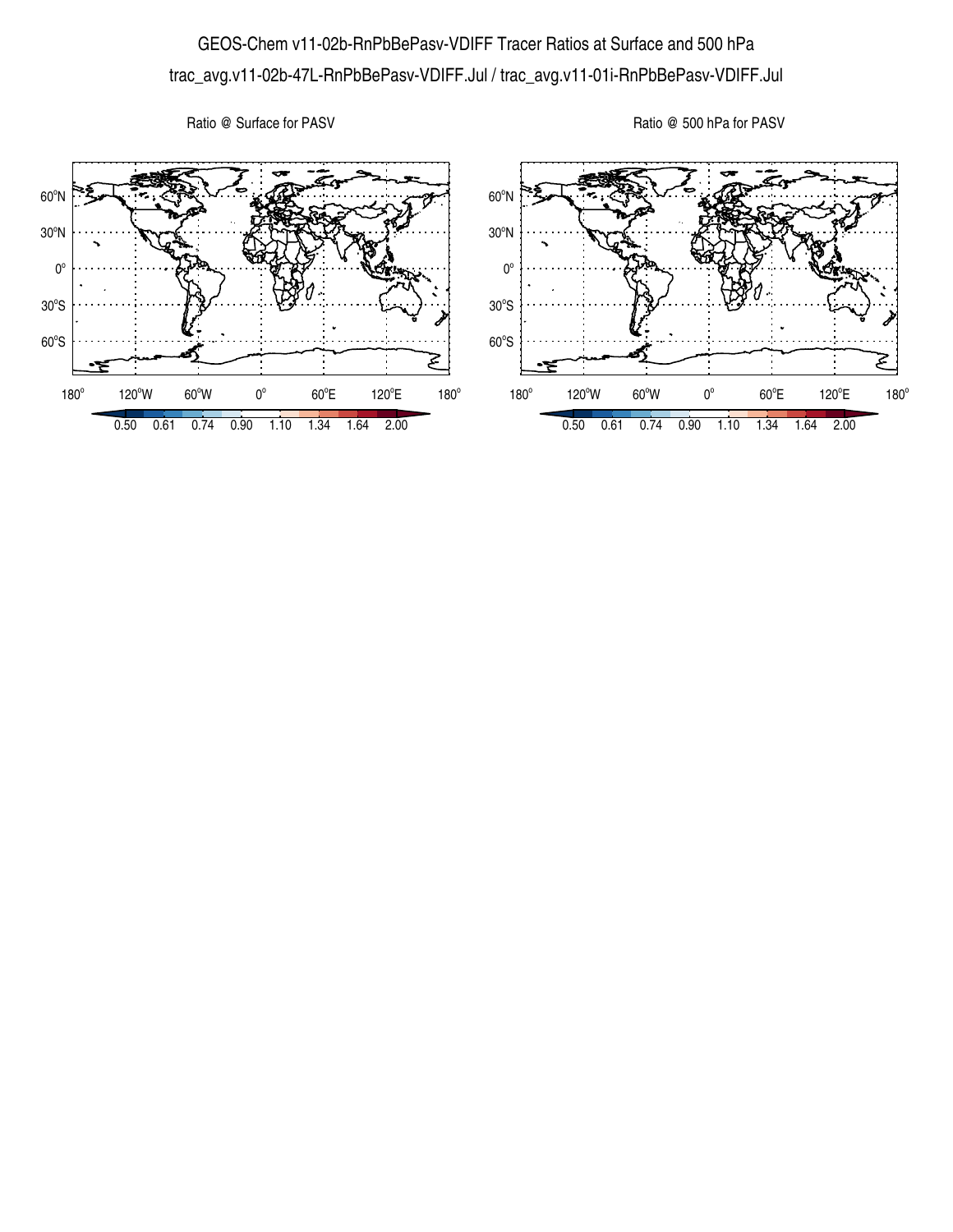GEOS-Chem v11-02b-RnPbBePasv-VDIFF Tracer Ratios at Surface and 500 hPa

trac_avg.v11-02b-47L-RnPbBePasv-VDIFF.Jul / trac_avg.v11-01i-RnPbBePasv-VDIFF.Jul

Ratio @ Surface for PASV

60°N
30°N
0°
30°S
60°S

180° 120°W 60°W 0° 60°E 120°E 180°

0.50 0.61 0.74 0.90 1.10 1.34 1.64 2.00

Ratio @ 500 hPa for PASV

60°N
30°N
0°
30°S
60°S

180° 120°W 60°W 0° 60°E 120°E 180°

0.50 0.61 0.74 0.90 1.10 1.34 1.64 2.00